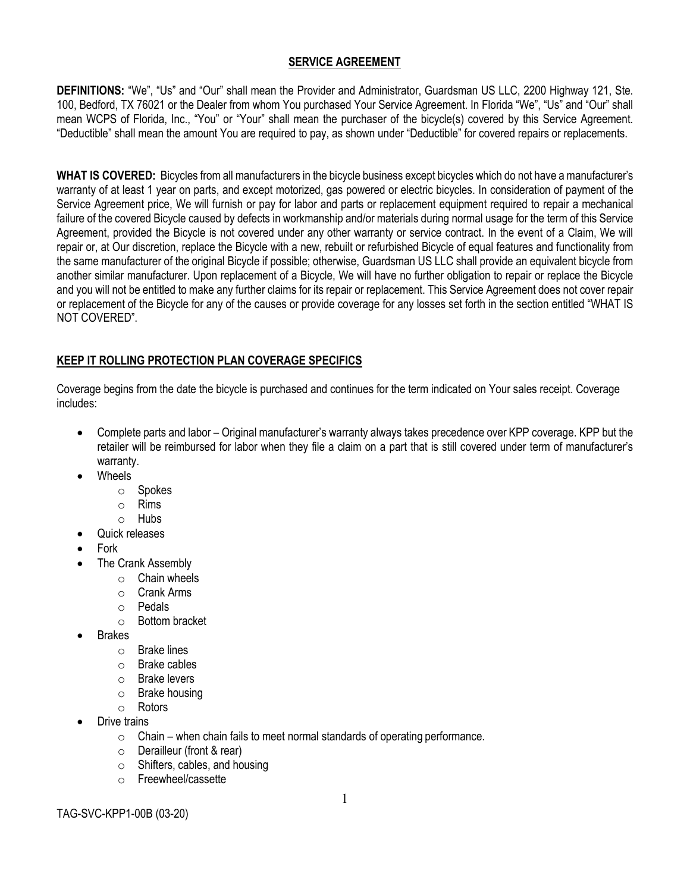# SERVICE AGREEMENT

**DEFINITIONS:** "We", "Us" and "Our" shall mean the Provider and Administrator, Guardsman US LLC, 2200 Highway 121, Ste. 100, Bedford, TX 76021 or the Dealer from whom You purchased Your Service Agreement. In Florida "We", "Us" and "Our" shall mean WCPS of Florida, Inc., "You" or "Your" shall mean the purchaser of the bicycle(s) covered by this Service Agreement. "Deductible" shall mean the amount You are required to pay, as shown under "Deductible" for covered repairs or replacements.

**WHAT IS COVERED:** Bicycles from all manufacturers in the bicycle business except bicycles which do not have a manufacturer's warranty of at least 1 year on parts, and except motorized, gas powered or electric bicycles. In consideration of payment of the Service Agreement price, We will furnish or pay for labor and parts or replacement equipment required to repair a mechanical failure of the covered Bicycle caused by defects in workmanship and/or materials during normal usage for the term of this Service Agreement, provided the Bicycle is not covered under any other warranty or service contract. In the event of a Claim, We will repair or, at Our discretion, replace the Bicycle with a new, rebuilt or refurbished Bicycle of equal features and functionality from the same manufacturer of the original Bicycle if possible; otherwise, Guardsman US LLC shall provide an equivalent bicycle from another similar manufacturer. Upon replacement of a Bicycle, We will have no further obligation to repair or replace the Bicycle and you will not be entitled to make any further claims for its repair or replacement. This Service Agreement does not cover repair or replacement of the Bicycle for any of the causes or provide coverage for any losses set forth in the section entitled "WHAT IS NOT COVERED".

## KEEP IT ROLLING PROTECTION PLAN COVERAGE SPECIFICS

Coverage begins from the date the bicycle is purchased and continues for the term indicated on Your sales receipt. Coverage includes:

- Complete parts and labor – Original manufacturer's warranty always takes precedence over KPP coverage. KPP but the retailer will be reimbursed for labor when they file a claim on a part that is still covered under term of manufacturer's warranty.
- Wheels
  - Spokes
  - Rims
  - Hubs
- Quick releases
- Fork
- The Crank Assembly
  - Chain wheels
  - Crank Arms
  - Pedals
  - Bottom bracket
- Brakes
  - Brake lines
  - Brake cables
  - Brake levers
  - Brake housing
  - Rotors
- Drive trains
  - Chain – when chain fails to meet normal standards of operating performance.
  - Derailleur (front & rear)
  - Shifters, cables, and housing
  - Freewheel/cassette

TAG-SVC-KPP1-00B (03-20)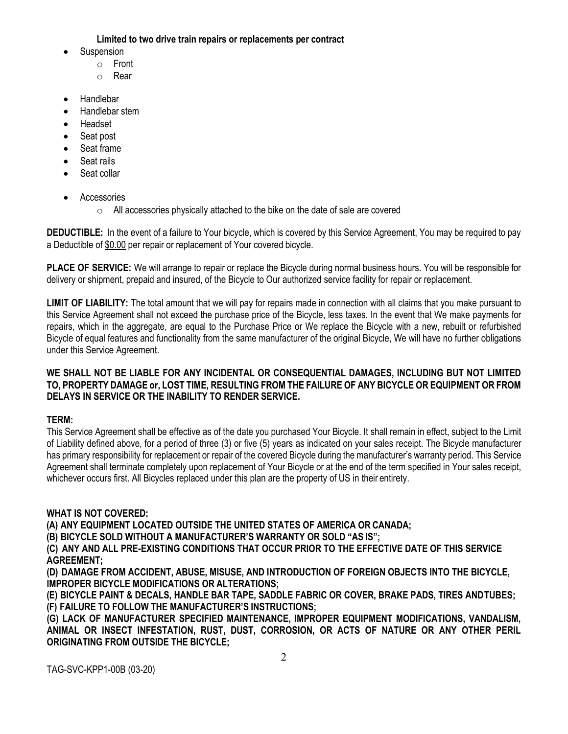**Limited to two drive train repairs or replacements per contract**

- Suspension
  - Front
  - Rear
- Handlebar
- Handlebar stem
- Headset
- Seat post
- Seat frame
- Seat rails
- Seat collar
- Accessories
  - All accessories physically attached to the bike on the date of sale are covered

**DEDUCTIBLE:** In the event of a failure to Your bicycle, which is covered by this Service Agreement, You may be required to pay a Deductible of $0.00 per repair or replacement of Your covered bicycle.

**PLACE OF SERVICE:** We will arrange to repair or replace the Bicycle during normal business hours. You will be responsible for delivery or shipment, prepaid and insured, of the Bicycle to Our authorized service facility for repair or replacement.

**LIMIT OF LIABILITY:** The total amount that we will pay for repairs made in connection with all claims that you make pursuant to this Service Agreement shall not exceed the purchase price of the Bicycle, less taxes. In the event that We make payments for repairs, which in the aggregate, are equal to the Purchase Price or We replace the Bicycle with a new, rebuilt or refurbished Bicycle of equal features and functionality from the same manufacturer of the original Bicycle, We will have no further obligations under this Service Agreement.

**WE SHALL NOT BE LIABLE FOR ANY INCIDENTAL OR CONSEQUENTIAL DAMAGES, INCLUDING BUT NOT LIMITED TO, PROPERTY DAMAGE or, LOST TIME, RESULTING FROM THE FAILURE OF ANY BICYCLE OR EQUIPMENT OR FROM DELAYS IN SERVICE OR THE INABILITY TO RENDER SERVICE.**

**TERM:**

This Service Agreement shall be effective as of the date you purchased Your Bicycle. It shall remain in effect, subject to the Limit of Liability defined above, for a period of three (3) or five (5) years as indicated on your sales receipt. The Bicycle manufacturer has primary responsibility for replacement or repair of the covered Bicycle during the manufacturer's warranty period. This Service Agreement shall terminate completely upon replacement of Your Bicycle or at the end of the term specified in Your sales receipt, whichever occurs first. All Bicycles replaced under this plan are the property of US in their entirety.

**WHAT IS NOT COVERED:**

**(A) ANY EQUIPMENT LOCATED OUTSIDE THE UNITED STATES OF AMERICA OR CANADA;**

**(B) BICYCLE SOLD WITHOUT A MANUFACTURER'S WARRANTY OR SOLD "AS IS";**

**(C) ANY AND ALL PRE-EXISTING CONDITIONS THAT OCCUR PRIOR TO THE EFFECTIVE DATE OF THIS SERVICE AGREEMENT;**

**(D) DAMAGE FROM ACCIDENT, ABUSE, MISUSE, AND INTRODUCTION OF FOREIGN OBJECTS INTO THE BICYCLE, IMPROPER BICYCLE MODIFICATIONS OR ALTERATIONS;**

**(E) BICYCLE PAINT & DECALS, HANDLE BAR TAPE, SADDLE FABRIC OR COVER, BRAKE PADS, TIRES AND TUBES;**

**(F) FAILURE TO FOLLOW THE MANUFACTURER'S INSTRUCTIONS;**

**(G) LACK OF MANUFACTURER SPECIFIED MAINTENANCE, IMPROPER EQUIPMENT MODIFICATIONS, VANDALISM, ANIMAL OR INSECT INFESTATION, RUST, DUST, CORROSION, OR ACTS OF NATURE OR ANY OTHER PERIL ORIGINATING FROM OUTSIDE THE BICYCLE;**

TAG-SVC-KPP1-00B (03-20)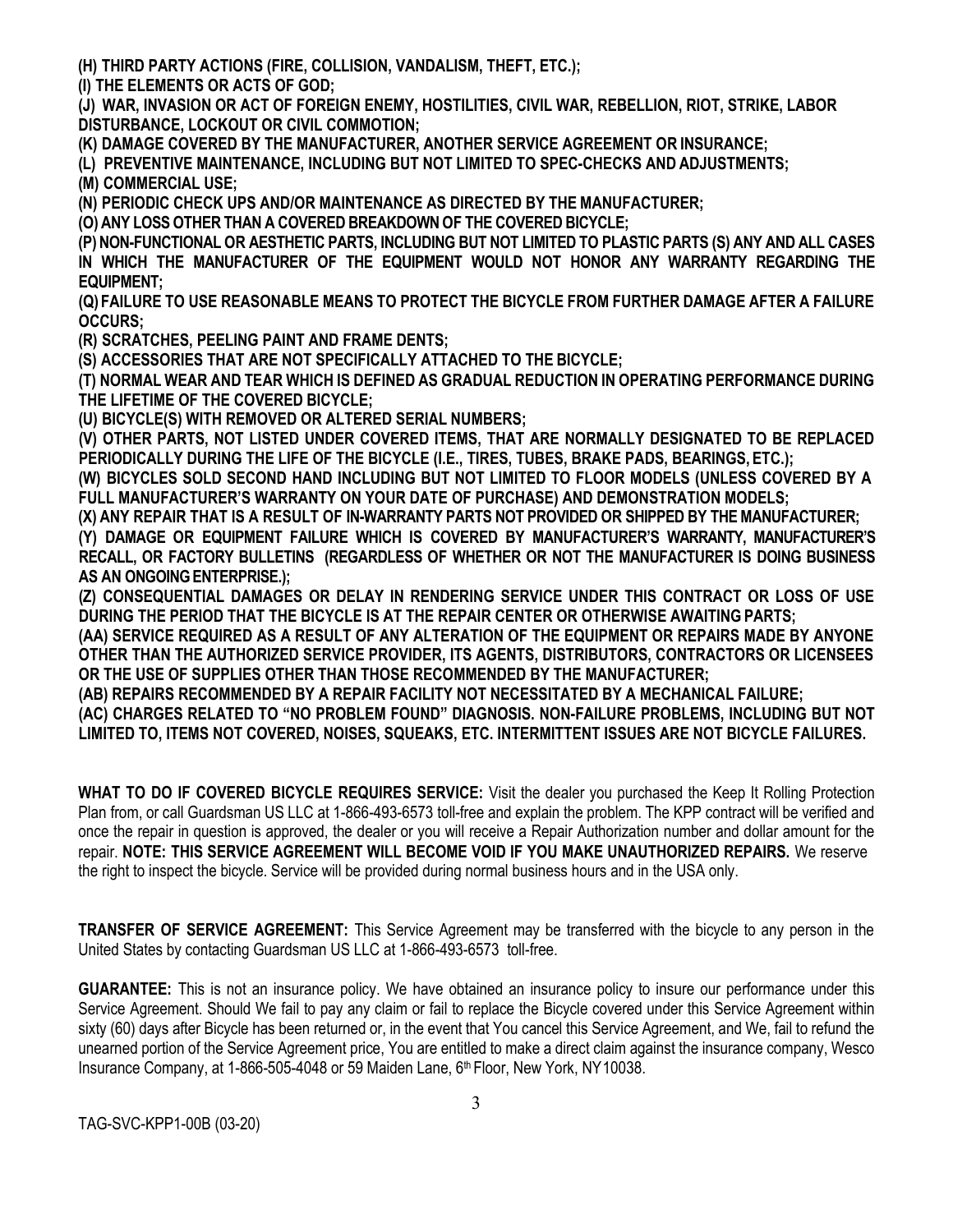**(H) THIRD PARTY ACTIONS (FIRE, COLLISION, VANDALISM, THEFT, ETC.);**
**(I) THE ELEMENTS OR ACTS OF GOD;**
**(J) WAR, INVASION OR ACT OF FOREIGN ENEMY, HOSTILITIES, CIVIL WAR, REBELLION, RIOT, STRIKE, LABOR DISTURBANCE, LOCKOUT OR CIVIL COMMOTION;**
**(K) DAMAGE COVERED BY THE MANUFACTURER, ANOTHER SERVICE AGREEMENT OR INSURANCE;**
**(L) PREVENTIVE MAINTENANCE, INCLUDING BUT NOT LIMITED TO SPEC-CHECKS AND ADJUSTMENTS;**
**(M) COMMERCIAL USE;**
**(N) PERIODIC CHECK UPS AND/OR MAINTENANCE AS DIRECTED BY THE MANUFACTURER;**
**(O) ANY LOSS OTHER THAN A COVERED BREAKDOWN OF THE COVERED BICYCLE;**
**(P) NON-FUNCTIONAL OR AESTHETIC PARTS, INCLUDING BUT NOT LIMITED TO PLASTIC PARTS (S) ANY AND ALL CASES IN WHICH THE MANUFACTURER OF THE EQUIPMENT WOULD NOT HONOR ANY WARRANTY REGARDING THE EQUIPMENT;**
**(Q) FAILURE TO USE REASONABLE MEANS TO PROTECT THE BICYCLE FROM FURTHER DAMAGE AFTER A FAILURE OCCURS;**
**(R) SCRATCHES, PEELING PAINT AND FRAME DENTS;**
**(S) ACCESSORIES THAT ARE NOT SPECIFICALLY ATTACHED TO THE BICYCLE;**
**(T) NORMAL WEAR AND TEAR WHICH IS DEFINED AS GRADUAL REDUCTION IN OPERATING PERFORMANCE DURING THE LIFETIME OF THE COVERED BICYCLE;**
**(U) BICYCLE(S) WITH REMOVED OR ALTERED SERIAL NUMBERS;**
**(V) OTHER PARTS, NOT LISTED UNDER COVERED ITEMS, THAT ARE NORMALLY DESIGNATED TO BE REPLACED PERIODICALLY DURING THE LIFE OF THE BICYCLE (I.E., TIRES, TUBES, BRAKE PADS, BEARINGS, ETC.);**
**(W) BICYCLES SOLD SECOND HAND INCLUDING BUT NOT LIMITED TO FLOOR MODELS (UNLESS COVERED BY A FULL MANUFACTURER'S WARRANTY ON YOUR DATE OF PURCHASE) AND DEMONSTRATION MODELS;**
**(X) ANY REPAIR THAT IS A RESULT OF IN-WARRANTY PARTS NOT PROVIDED OR SHIPPED BY THE MANUFACTURER;**
**(Y) DAMAGE OR EQUIPMENT FAILURE WHICH IS COVERED BY MANUFACTURER'S WARRANTY, MANUFACTURER'S RECALL, OR FACTORY BULLETINS (REGARDLESS OF WHETHER OR NOT THE MANUFACTURER IS DOING BUSINESS AS AN ONGOING ENTERPRISE.);**
**(Z) CONSEQUENTIAL DAMAGES OR DELAY IN RENDERING SERVICE UNDER THIS CONTRACT OR LOSS OF USE DURING THE PERIOD THAT THE BICYCLE IS AT THE REPAIR CENTER OR OTHERWISE AWAITING PARTS;**
**(AA) SERVICE REQUIRED AS A RESULT OF ANY ALTERATION OF THE EQUIPMENT OR REPAIRS MADE BY ANYONE OTHER THAN THE AUTHORIZED SERVICE PROVIDER, ITS AGENTS, DISTRIBUTORS, CONTRACTORS OR LICENSEES OR THE USE OF SUPPLIES OTHER THAN THOSE RECOMMENDED BY THE MANUFACTURER;**
**(AB) REPAIRS RECOMMENDED BY A REPAIR FACILITY NOT NECESSITATED BY A MECHANICAL FAILURE;**
**(AC) CHARGES RELATED TO "NO PROBLEM FOUND" DIAGNOSIS. NON-FAILURE PROBLEMS, INCLUDING BUT NOT LIMITED TO, ITEMS NOT COVERED, NOISES, SQUEAKS, ETC. INTERMITTENT ISSUES ARE NOT BICYCLE FAILURES.**

**WHAT TO DO IF COVERED BICYCLE REQUIRES SERVICE:** Visit the dealer you purchased the Keep It Rolling Protection Plan from, or call Guardsman US LLC at 1-866-493-6573 toll-free and explain the problem. The KPP contract will be verified and once the repair in question is approved, the dealer or you will receive a Repair Authorization number and dollar amount for the repair. **NOTE: THIS SERVICE AGREEMENT WILL BECOME VOID IF YOU MAKE UNAUTHORIZED REPAIRS.** We reserve the right to inspect the bicycle. Service will be provided during normal business hours and in the USA only.

**TRANSFER OF SERVICE AGREEMENT:** This Service Agreement may be transferred with the bicycle to any person in the United States by contacting Guardsman US LLC at 1-866-493-6573 toll-free.

**GUARANTEE:** This is not an insurance policy. We have obtained an insurance policy to insure our performance under this Service Agreement. Should We fail to pay any claim or fail to replace the Bicycle covered under this Service Agreement within sixty (60) days after Bicycle has been returned or, in the event that You cancel this Service Agreement, and We, fail to refund the unearned portion of the Service Agreement price, You are entitled to make a direct claim against the insurance company, Wesco Insurance Company, at 1-866-505-4048 or 59 Maiden Lane, 6th Floor, New York, NY10038.

TAG-SVC-KPP1-00B (03-20)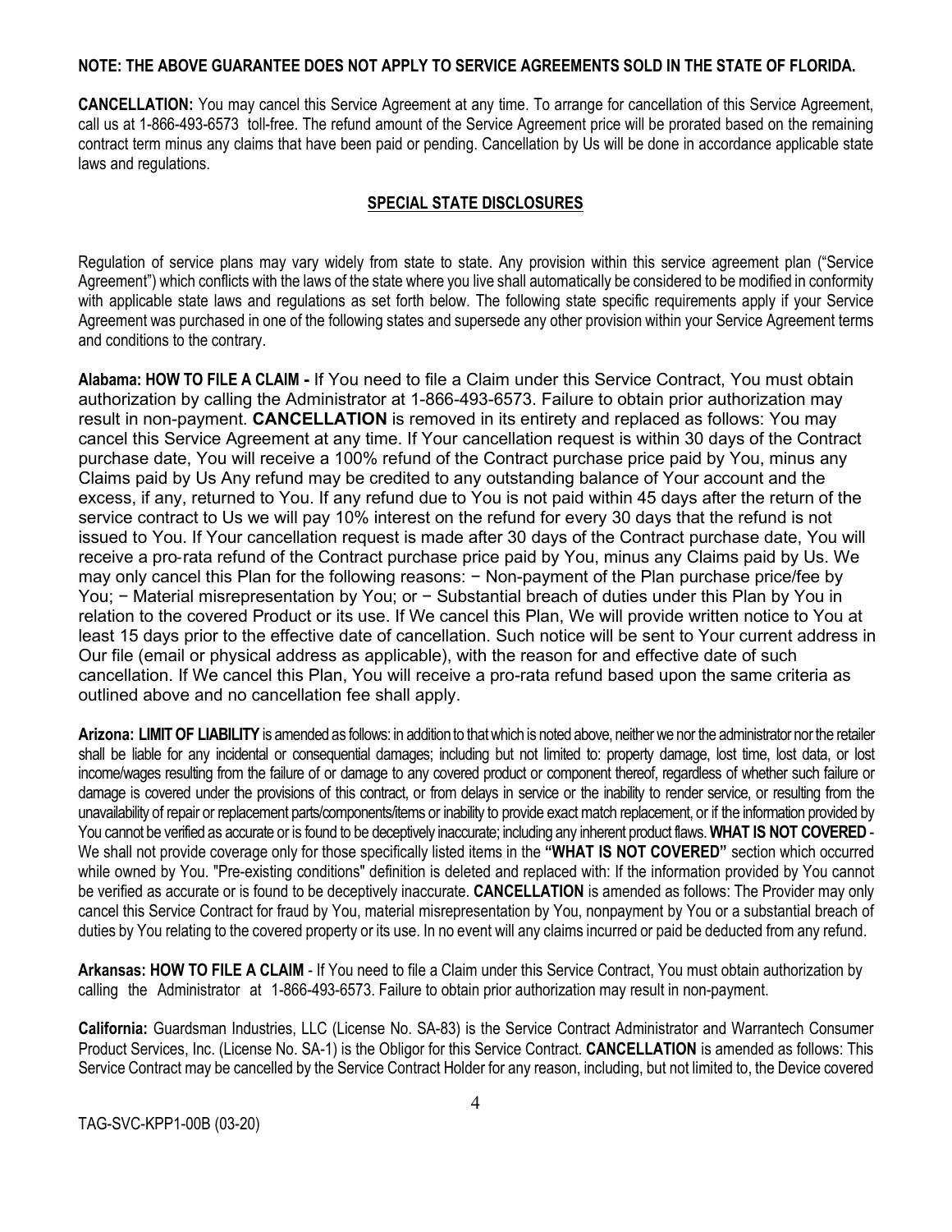**NOTE: THE ABOVE GUARANTEE DOES NOT APPLY TO SERVICE AGREEMENTS SOLD IN THE STATE OF FLORIDA.**

**CANCELLATION:** You may cancel this Service Agreement at any time. To arrange for cancellation of this Service Agreement, call us at 1-866-493-6573 toll-free. The refund amount of the Service Agreement price will be prorated based on the remaining contract term minus any claims that have been paid or pending. Cancellation by Us will be done in accordance applicable state laws and regulations.

## SPECIAL STATE DISCLOSURES

Regulation of service plans may vary widely from state to state. Any provision within this service agreement plan ("Service Agreement") which conflicts with the laws of the state where you live shall automatically be considered to be modified in conformity with applicable state laws and regulations as set forth below. The following state specific requirements apply if your Service Agreement was purchased in one of the following states and supersede any other provision within your Service Agreement terms and conditions to the contrary.

**Alabama: HOW TO FILE A CLAIM -** If You need to file a Claim under this Service Contract, You must obtain authorization by calling the Administrator at 1-866-493-6573. Failure to obtain prior authorization may result in non-payment. **CANCELLATION** is removed in its entirety and replaced as follows: You may cancel this Service Agreement at any time. If Your cancellation request is within 30 days of the Contract purchase date, You will receive a 100% refund of the Contract purchase price paid by You, minus any Claims paid by Us Any refund may be credited to any outstanding balance of Your account and the excess, if any, returned to You. If any refund due to You is not paid within 45 days after the return of the service contract to Us we will pay 10% interest on the refund for every 30 days that the refund is not issued to You. If Your cancellation request is made after 30 days of the Contract purchase date, You will receive a pro-rata refund of the Contract purchase price paid by You, minus any Claims paid by Us. We may only cancel this Plan for the following reasons: − Non-payment of the Plan purchase price/fee by You; − Material misrepresentation by You; or − Substantial breach of duties under this Plan by You in relation to the covered Product or its use. If We cancel this Plan, We will provide written notice to You at least 15 days prior to the effective date of cancellation. Such notice will be sent to Your current address in Our file (email or physical address as applicable), with the reason for and effective date of such cancellation. If We cancel this Plan, You will receive a pro-rata refund based upon the same criteria as outlined above and no cancellation fee shall apply.

**Arizona: LIMIT OF LIABILITY** is amended as follows: in addition to that which is noted above, neither we nor the administrator nor the retailer shall be liable for any incidental or consequential damages; including but not limited to: property damage, lost time, lost data, or lost income/wages resulting from the failure of or damage to any covered product or component thereof, regardless of whether such failure or damage is covered under the provisions of this contract, or from delays in service or the inability to render service, or resulting from the unavailability of repair or replacement parts/components/items or inability to provide exact match replacement, or if the information provided by You cannot be verified as accurate or is found to be deceptively inaccurate; including any inherent product flaws. **WHAT IS NOT COVERED** - We shall not provide coverage only for those specifically listed items in the **"WHAT IS NOT COVERED"** section which occurred while owned by You. "Pre-existing conditions" definition is deleted and replaced with: If the information provided by You cannot be verified as accurate or is found to be deceptively inaccurate. **CANCELLATION** is amended as follows: The Provider may only cancel this Service Contract for fraud by You, material misrepresentation by You, nonpayment by You or a substantial breach of duties by You relating to the covered property or its use. In no event will any claims incurred or paid be deducted from any refund.

**Arkansas: HOW TO FILE A CLAIM** - If You need to file a Claim under this Service Contract, You must obtain authorization by calling the Administrator at 1-866-493-6573. Failure to obtain prior authorization may result in non-payment.

**California:** Guardsman Industries, LLC (License No. SA-83) is the Service Contract Administrator and Warrantech Consumer Product Services, Inc. (License No. SA-1) is the Obligor for this Service Contract. **CANCELLATION** is amended as follows: This Service Contract may be cancelled by the Service Contract Holder for any reason, including, but not limited to, the Device covered

TAG-SVC-KPP1-00B (03-20)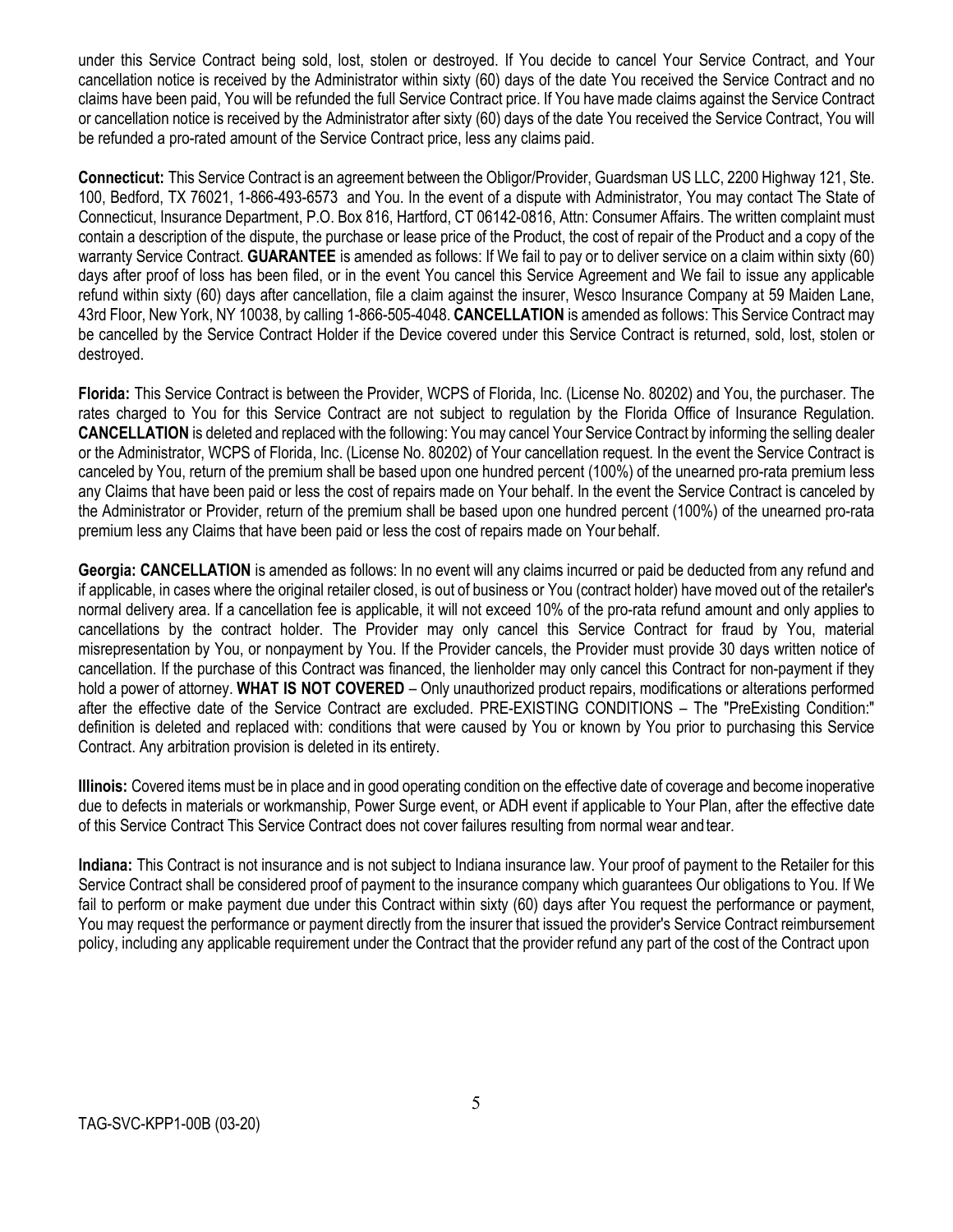under this Service Contract being sold, lost, stolen or destroyed. If You decide to cancel Your Service Contract, and Your cancellation notice is received by the Administrator within sixty (60) days of the date You received the Service Contract and no claims have been paid, You will be refunded the full Service Contract price. If You have made claims against the Service Contract or cancellation notice is received by the Administrator after sixty (60) days of the date You received the Service Contract, You will be refunded a pro-rated amount of the Service Contract price, less any claims paid.

**Connecticut:** This Service Contract is an agreement between the Obligor/Provider, Guardsman US LLC, 2200 Highway 121, Ste. 100, Bedford, TX 76021, 1-866-493-6573 and You. In the event of a dispute with Administrator, You may contact The State of Connecticut, Insurance Department, P.O. Box 816, Hartford, CT 06142-0816, Attn: Consumer Affairs. The written complaint must contain a description of the dispute, the purchase or lease price of the Product, the cost of repair of the Product and a copy of the warranty Service Contract. **GUARANTEE** is amended as follows: If We fail to pay or to deliver service on a claim within sixty (60) days after proof of loss has been filed, or in the event You cancel this Service Agreement and We fail to issue any applicable refund within sixty (60) days after cancellation, file a claim against the insurer, Wesco Insurance Company at 59 Maiden Lane, 43rd Floor, New York, NY 10038, by calling 1-866-505-4048. **CANCELLATION** is amended as follows: This Service Contract may be cancelled by the Service Contract Holder if the Device covered under this Service Contract is returned, sold, lost, stolen or destroyed.

**Florida:** This Service Contract is between the Provider, WCPS of Florida, Inc. (License No. 80202) and You, the purchaser. The rates charged to You for this Service Contract are not subject to regulation by the Florida Office of Insurance Regulation. **CANCELLATION** is deleted and replaced with the following: You may cancel Your Service Contract by informing the selling dealer or the Administrator, WCPS of Florida, Inc. (License No. 80202) of Your cancellation request. In the event the Service Contract is canceled by You, return of the premium shall be based upon one hundred percent (100%) of the unearned pro-rata premium less any Claims that have been paid or less the cost of repairs made on Your behalf. In the event the Service Contract is canceled by the Administrator or Provider, return of the premium shall be based upon one hundred percent (100%) of the unearned pro-rata premium less any Claims that have been paid or less the cost of repairs made on Your behalf.

**Georgia: CANCELLATION** is amended as follows: In no event will any claims incurred or paid be deducted from any refund and if applicable, in cases where the original retailer closed, is out of business or You (contract holder) have moved out of the retailer's normal delivery area. If a cancellation fee is applicable, it will not exceed 10% of the pro-rata refund amount and only applies to cancellations by the contract holder. The Provider may only cancel this Service Contract for fraud by You, material misrepresentation by You, or nonpayment by You. If the Provider cancels, the Provider must provide 30 days written notice of cancellation. If the purchase of this Contract was financed, the lienholder may only cancel this Contract for non-payment if they hold a power of attorney. **WHAT IS NOT COVERED** – Only unauthorized product repairs, modifications or alterations performed after the effective date of the Service Contract are excluded. PRE-EXISTING CONDITIONS – The "PreExisting Condition:" definition is deleted and replaced with: conditions that were caused by You or known by You prior to purchasing this Service Contract. Any arbitration provision is deleted in its entirety.

**Illinois:** Covered items must be in place and in good operating condition on the effective date of coverage and become inoperative due to defects in materials or workmanship, Power Surge event, or ADH event if applicable to Your Plan, after the effective date of this Service Contract This Service Contract does not cover failures resulting from normal wear and tear.

**Indiana:** This Contract is not insurance and is not subject to Indiana insurance law. Your proof of payment to the Retailer for this Service Contract shall be considered proof of payment to the insurance company which guarantees Our obligations to You. If We fail to perform or make payment due under this Contract within sixty (60) days after You request the performance or payment, You may request the performance or payment directly from the insurer that issued the provider's Service Contract reimbursement policy, including any applicable requirement under the Contract that the provider refund any part of the cost of the Contract upon

TAG-SVC-KPP1-00B (03-20)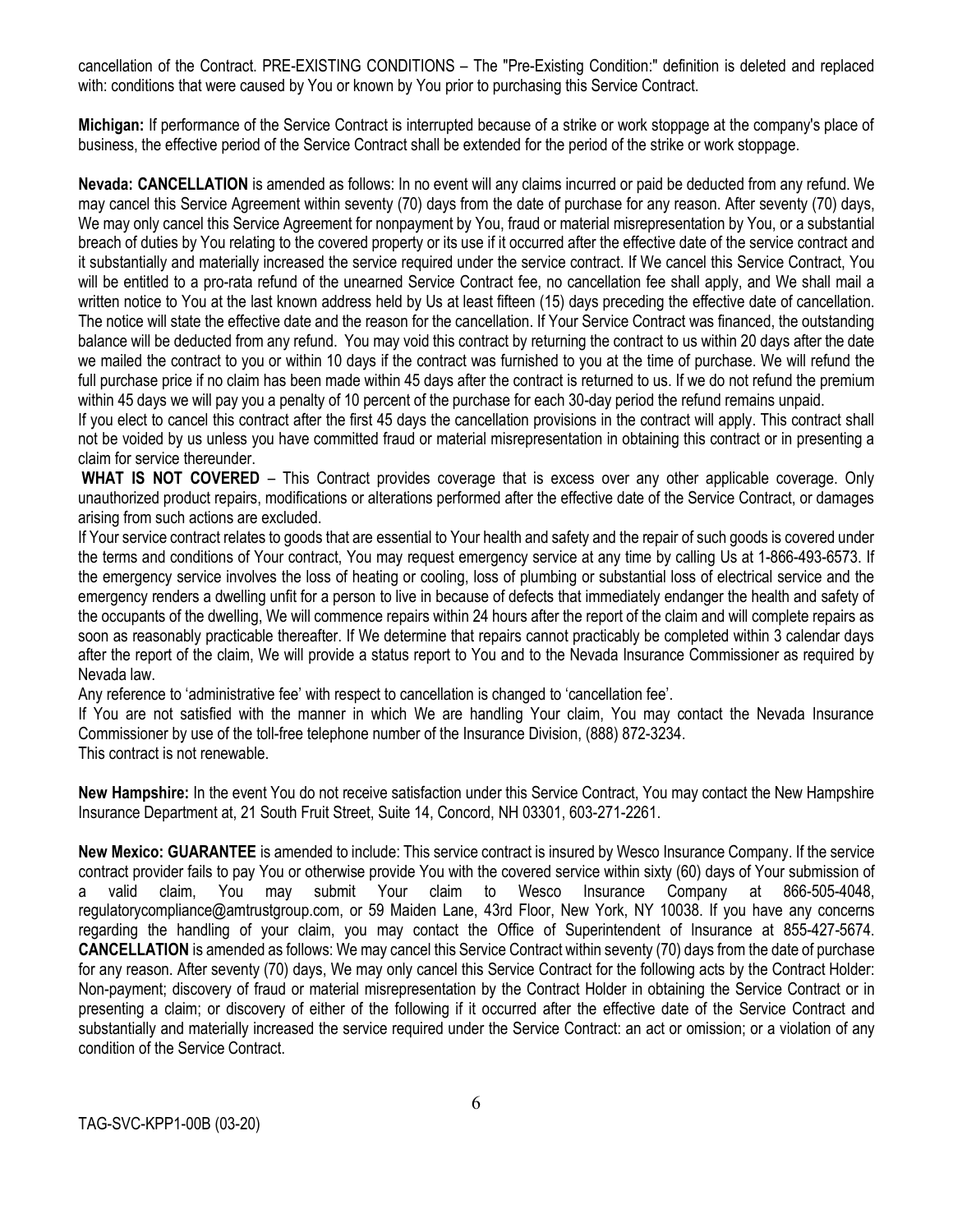cancellation of the Contract. PRE-EXISTING CONDITIONS – The "Pre-Existing Condition:" definition is deleted and replaced with: conditions that were caused by You or known by You prior to purchasing this Service Contract.

**Michigan:** If performance of the Service Contract is interrupted because of a strike or work stoppage at the company's place of business, the effective period of the Service Contract shall be extended for the period of the strike or work stoppage.

**Nevada: CANCELLATION** is amended as follows: In no event will any claims incurred or paid be deducted from any refund. We may cancel this Service Agreement within seventy (70) days from the date of purchase for any reason. After seventy (70) days, We may only cancel this Service Agreement for nonpayment by You, fraud or material misrepresentation by You, or a substantial breach of duties by You relating to the covered property or its use if it occurred after the effective date of the service contract and it substantially and materially increased the service required under the service contract. If We cancel this Service Contract, You will be entitled to a pro-rata refund of the unearned Service Contract fee, no cancellation fee shall apply, and We shall mail a written notice to You at the last known address held by Us at least fifteen (15) days preceding the effective date of cancellation. The notice will state the effective date and the reason for the cancellation. If Your Service Contract was financed, the outstanding balance will be deducted from any refund. You may void this contract by returning the contract to us within 20 days after the date we mailed the contract to you or within 10 days if the contract was furnished to you at the time of purchase. We will refund the full purchase price if no claim has been made within 45 days after the contract is returned to us. If we do not refund the premium within 45 days we will pay you a penalty of 10 percent of the purchase for each 30-day period the refund remains unpaid.

If you elect to cancel this contract after the first 45 days the cancellation provisions in the contract will apply. This contract shall not be voided by us unless you have committed fraud or material misrepresentation in obtaining this contract or in presenting a claim for service thereunder.

**WHAT IS NOT COVERED** – This Contract provides coverage that is excess over any other applicable coverage. Only unauthorized product repairs, modifications or alterations performed after the effective date of the Service Contract, or damages arising from such actions are excluded.

If Your service contract relates to goods that are essential to Your health and safety and the repair of such goods is covered under the terms and conditions of Your contract, You may request emergency service at any time by calling Us at 1-866-493-6573. If the emergency service involves the loss of heating or cooling, loss of plumbing or substantial loss of electrical service and the emergency renders a dwelling unfit for a person to live in because of defects that immediately endanger the health and safety of the occupants of the dwelling, We will commence repairs within 24 hours after the report of the claim and will complete repairs as soon as reasonably practicable thereafter. If We determine that repairs cannot practicably be completed within 3 calendar days after the report of the claim, We will provide a status report to You and to the Nevada Insurance Commissioner as required by Nevada law.

Any reference to 'administrative fee' with respect to cancellation is changed to 'cancellation fee'.

If You are not satisfied with the manner in which We are handling Your claim, You may contact the Nevada Insurance Commissioner by use of the toll-free telephone number of the Insurance Division, (888) 872-3234.

This contract is not renewable.

**New Hampshire:** In the event You do not receive satisfaction under this Service Contract, You may contact the New Hampshire Insurance Department at, 21 South Fruit Street, Suite 14, Concord, NH 03301, 603-271-2261.

**New Mexico: GUARANTEE** is amended to include: This service contract is insured by Wesco Insurance Company. If the service contract provider fails to pay You or otherwise provide You with the covered service within sixty (60) days of Your submission of a valid claim, You may submit Your claim to Wesco Insurance Company at 866-505-4048, regulatorycompliance@amtrustgroup.com, or 59 Maiden Lane, 43rd Floor, New York, NY 10038. If you have any concerns regarding the handling of your claim, you may contact the Office of Superintendent of Insurance at 855-427-5674. **CANCELLATION** is amended as follows: We may cancel this Service Contract within seventy (70) days from the date of purchase for any reason. After seventy (70) days, We may only cancel this Service Contract for the following acts by the Contract Holder: Non-payment; discovery of fraud or material misrepresentation by the Contract Holder in obtaining the Service Contract or in presenting a claim; or discovery of either of the following if it occurred after the effective date of the Service Contract and substantially and materially increased the service required under the Service Contract: an act or omission; or a violation of any condition of the Service Contract.

TAG-SVC-KPP1-00B (03-20)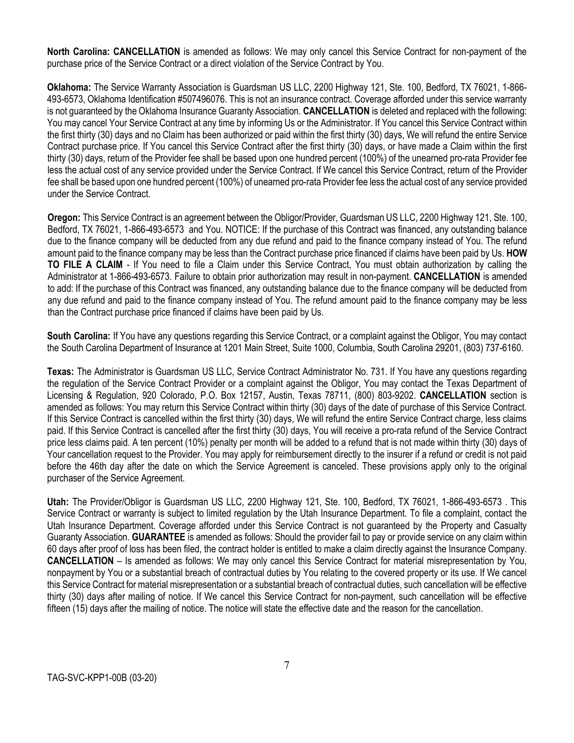**North Carolina: CANCELLATION** is amended as follows: We may only cancel this Service Contract for non-payment of the purchase price of the Service Contract or a direct violation of the Service Contract by You.

**Oklahoma:** The Service Warranty Association is Guardsman US LLC, 2200 Highway 121, Ste. 100, Bedford, TX 76021, 1-866-493-6573, Oklahoma Identification #507496076. This is not an insurance contract. Coverage afforded under this service warranty is not guaranteed by the Oklahoma Insurance Guaranty Association. **CANCELLATION** is deleted and replaced with the following: You may cancel Your Service Contract at any time by informing Us or the Administrator. If You cancel this Service Contract within the first thirty (30) days and no Claim has been authorized or paid within the first thirty (30) days, We will refund the entire Service Contract purchase price. If You cancel this Service Contract after the first thirty (30) days, or have made a Claim within the first thirty (30) days, return of the Provider fee shall be based upon one hundred percent (100%) of the unearned pro-rata Provider fee less the actual cost of any service provided under the Service Contract. If We cancel this Service Contract, return of the Provider fee shall be based upon one hundred percent (100%) of unearned pro-rata Provider fee less the actual cost of any service provided under the Service Contract.

**Oregon:** This Service Contract is an agreement between the Obligor/Provider, Guardsman US LLC, 2200 Highway 121, Ste. 100, Bedford, TX 76021, 1-866-493-6573 and You. NOTICE: If the purchase of this Contract was financed, any outstanding balance due to the finance company will be deducted from any due refund and paid to the finance company instead of You. The refund amount paid to the finance company may be less than the Contract purchase price financed if claims have been paid by Us. **HOW TO FILE A CLAIM** - If You need to file a Claim under this Service Contract, You must obtain authorization by calling the Administrator at 1-866-493-6573. Failure to obtain prior authorization may result in non-payment. **CANCELLATION** is amended to add: If the purchase of this Contract was financed, any outstanding balance due to the finance company will be deducted from any due refund and paid to the finance company instead of You. The refund amount paid to the finance company may be less than the Contract purchase price financed if claims have been paid by Us.

**South Carolina:** If You have any questions regarding this Service Contract, or a complaint against the Obligor, You may contact the South Carolina Department of Insurance at 1201 Main Street, Suite 1000, Columbia, South Carolina 29201, (803) 737-6160.

**Texas:** The Administrator is Guardsman US LLC, Service Contract Administrator No. 731. If You have any questions regarding the regulation of the Service Contract Provider or a complaint against the Obligor, You may contact the Texas Department of Licensing & Regulation, 920 Colorado, P.O. Box 12157, Austin, Texas 78711, (800) 803-9202. **CANCELLATION** section is amended as follows: You may return this Service Contract within thirty (30) days of the date of purchase of this Service Contract. If this Service Contract is cancelled within the first thirty (30) days, We will refund the entire Service Contract charge, less claims paid. If this Service Contract is cancelled after the first thirty (30) days, You will receive a pro-rata refund of the Service Contract price less claims paid. A ten percent (10%) penalty per month will be added to a refund that is not made within thirty (30) days of Your cancellation request to the Provider. You may apply for reimbursement directly to the insurer if a refund or credit is not paid before the 46th day after the date on which the Service Agreement is canceled. These provisions apply only to the original purchaser of the Service Agreement.

**Utah:** The Provider/Obligor is Guardsman US LLC, 2200 Highway 121, Ste. 100, Bedford, TX 76021, 1-866-493-6573 . This Service Contract or warranty is subject to limited regulation by the Utah Insurance Department. To file a complaint, contact the Utah Insurance Department. Coverage afforded under this Service Contract is not guaranteed by the Property and Casualty Guaranty Association. **GUARANTEE** is amended as follows: Should the provider fail to pay or provide service on any claim within 60 days after proof of loss has been filed, the contract holder is entitled to make a claim directly against the Insurance Company. **CANCELLATION** – Is amended as follows: We may only cancel this Service Contract for material misrepresentation by You, nonpayment by You or a substantial breach of contractual duties by You relating to the covered property or its use. If We cancel this Service Contract for material misrepresentation or a substantial breach of contractual duties, such cancellation will be effective thirty (30) days after mailing of notice. If We cancel this Service Contract for non-payment, such cancellation will be effective fifteen (15) days after the mailing of notice. The notice will state the effective date and the reason for the cancellation.

TAG-SVC-KPP1-00B (03-20)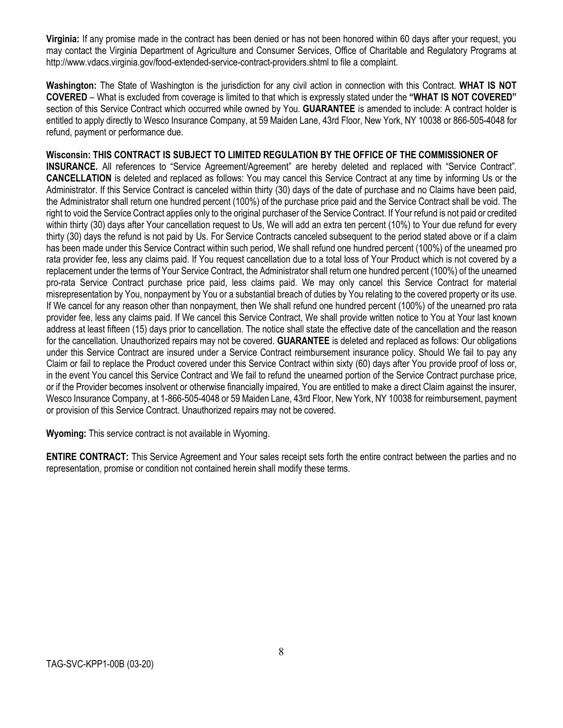**Virginia:** If any promise made in the contract has been denied or has not been honored within 60 days after your request, you may contact the Virginia Department of Agriculture and Consumer Services, Office of Charitable and Regulatory Programs at http://www.vdacs.virginia.gov/food-extended-service-contract-providers.shtml to file a complaint.

**Washington:** The State of Washington is the jurisdiction for any civil action in connection with this Contract. **WHAT IS NOT COVERED** – What is excluded from coverage is limited to that which is expressly stated under the **"WHAT IS NOT COVERED"** section of this Service Contract which occurred while owned by You. **GUARANTEE** is amended to include: A contract holder is entitled to apply directly to Wesco Insurance Company, at 59 Maiden Lane, 43rd Floor, New York, NY 10038 or 866-505-4048 for refund, payment or performance due.

**Wisconsin: THIS CONTRACT IS SUBJECT TO LIMITED REGULATION BY THE OFFICE OF THE COMMISSIONER OF INSURANCE.** All references to "Service Agreement/Agreement" are hereby deleted and replaced with "Service Contract". **CANCELLATION** is deleted and replaced as follows: You may cancel this Service Contract at any time by informing Us or the Administrator. If this Service Contract is canceled within thirty (30) days of the date of purchase and no Claims have been paid, the Administrator shall return one hundred percent (100%) of the purchase price paid and the Service Contract shall be void. The right to void the Service Contract applies only to the original purchaser of the Service Contract. If Your refund is not paid or credited within thirty (30) days after Your cancellation request to Us, We will add an extra ten percent (10%) to Your due refund for every thirty (30) days the refund is not paid by Us. For Service Contracts canceled subsequent to the period stated above or if a claim has been made under this Service Contract within such period, We shall refund one hundred percent (100%) of the unearned pro rata provider fee, less any claims paid. If You request cancellation due to a total loss of Your Product which is not covered by a replacement under the terms of Your Service Contract, the Administrator shall return one hundred percent (100%) of the unearned pro-rata Service Contract purchase price paid, less claims paid. We may only cancel this Service Contract for material misrepresentation by You, nonpayment by You or a substantial breach of duties by You relating to the covered property or its use. If We cancel for any reason other than nonpayment, then We shall refund one hundred percent (100%) of the unearned pro rata provider fee, less any claims paid. If We cancel this Service Contract, We shall provide written notice to You at Your last known address at least fifteen (15) days prior to cancellation. The notice shall state the effective date of the cancellation and the reason for the cancellation. Unauthorized repairs may not be covered. **GUARANTEE** is deleted and replaced as follows: Our obligations under this Service Contract are insured under a Service Contract reimbursement insurance policy. Should We fail to pay any Claim or fail to replace the Product covered under this Service Contract within sixty (60) days after You provide proof of loss or, in the event You cancel this Service Contract and We fail to refund the unearned portion of the Service Contract purchase price, or if the Provider becomes insolvent or otherwise financially impaired, You are entitled to make a direct Claim against the insurer, Wesco Insurance Company, at 1-866-505-4048 or 59 Maiden Lane, 43rd Floor, New York, NY 10038 for reimbursement, payment or provision of this Service Contract. Unauthorized repairs may not be covered.

**Wyoming:** This service contract is not available in Wyoming.

**ENTIRE CONTRACT:** This Service Agreement and Your sales receipt sets forth the entire contract between the parties and no representation, promise or condition not contained herein shall modify these terms.

TAG-SVC-KPP1-00B (03-20)